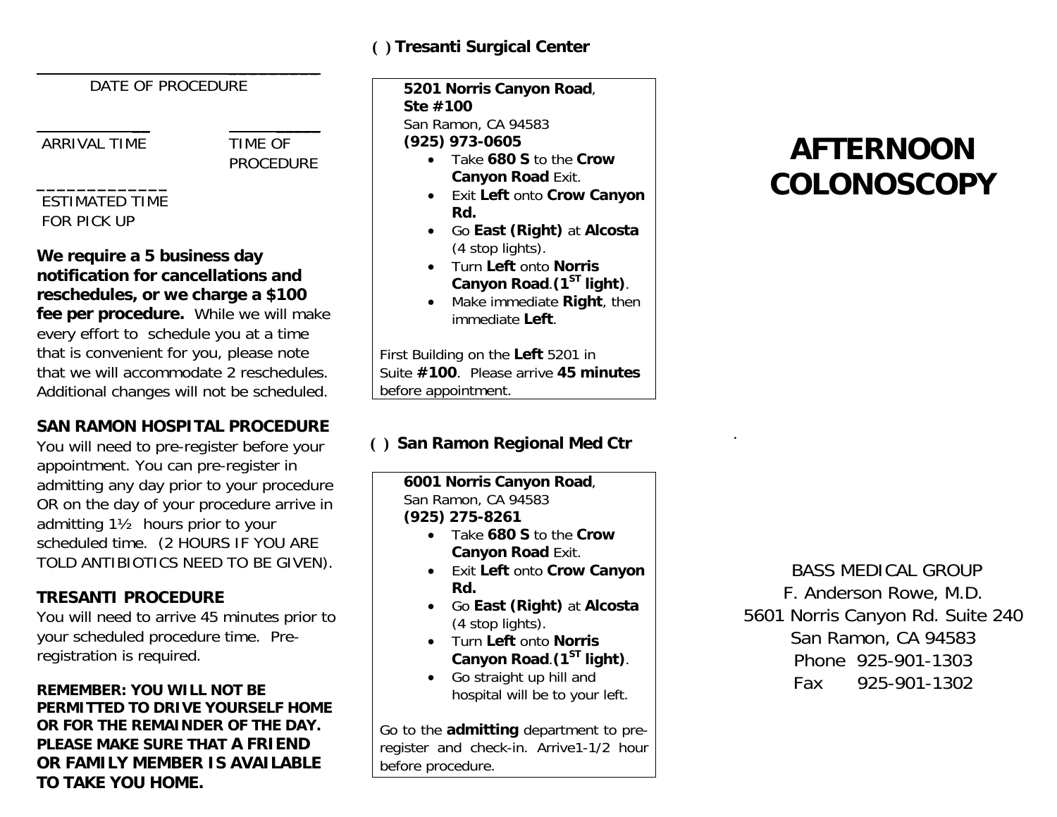\_\_\_\_\_\_\_\_\_\_\_\_\_\_\_\_\_\_\_\_\_\_\_\_\_\_\_\_\_\_
DATE OF PROCEDURE

\_\_\_\_\_\_\_\_\_\_\_\_\_\_ ARRIVAL TIME

\_\_\_\_\_\_\_\_\_\_ TIME OF PROCEDURE

\_\_\_\_\_\_\_\_\_\_\_\_\_\_
ESTIMATED TIME FOR PICK UP

**We require a 5 business day notification for cancellations and reschedules, or we charge a $100 fee per procedure.** While we will make every effort to schedule you at a time that is convenient for you, please note that we will accommodate 2 reschedules. Additional changes will not be scheduled.

**SAN RAMON HOSPITAL PROCEDURE**

You will need to pre-register before your appointment. You can pre-register in admitting any day prior to your procedure OR on the day of your procedure arrive in admitting 1½ hours prior to your scheduled time. (2 HOURS IF YOU ARE TOLD ANTIBIOTICS NEED TO BE GIVEN).

**TRESANTI PROCEDURE**

You will need to arrive 45 minutes prior to your scheduled procedure time. Pre-registration is required.

**REMEMBER: YOU WILL NOT BE PERMITTED TO DRIVE YOURSELF HOME OR FOR THE REMAINDER OF THE DAY. PLEASE MAKE SURE THAT A FRIEND OR FAMILY MEMBER IS AVAILABLE TO TAKE YOU HOME.**

**( ) Tresanti Surgical Center**

**5201 Norris Canyon Road**, **Ste #100**
San Ramon, CA 94583
**(925) 973-0605**

- Take **680 S** to the **Crow Canyon Road** Exit.
- Exit **Left** onto **Crow Canyon Rd.**
- Go **East (Right)** at **Alcosta** (4 stop lights).
- Turn **Left** onto **Norris Canyon Road**.**(1ST light)**.
- Make immediate **Right**, then immediate **Left**.

First Building on the **Left** 5201 in Suite **#100**. Please arrive **45 minutes** before appointment.

**( ) San Ramon Regional Med Ctr**

**6001 Norris Canyon Road**,
San Ramon, CA 94583
**(925) 275-8261**

- Take **680 S** to the **Crow Canyon Road** Exit.
- Exit **Left** onto **Crow Canyon Rd.**
- Go **East (Right)** at **Alcosta** (4 stop lights).
- Turn **Left** onto **Norris Canyon Road**.**(1ST light)**.
- Go straight up hill and hospital will be to your left.

Go to the **admitting** department to pre-register and check-in. Arrive1-1/2 hour before procedure.

# AFTERNOON COLONOSCOPY

BASS MEDICAL GROUP
F. Anderson Rowe, M.D.
5601 Norris Canyon Rd. Suite 240
San Ramon, CA 94583
Phone 925-901-1303
Fax 925-901-1302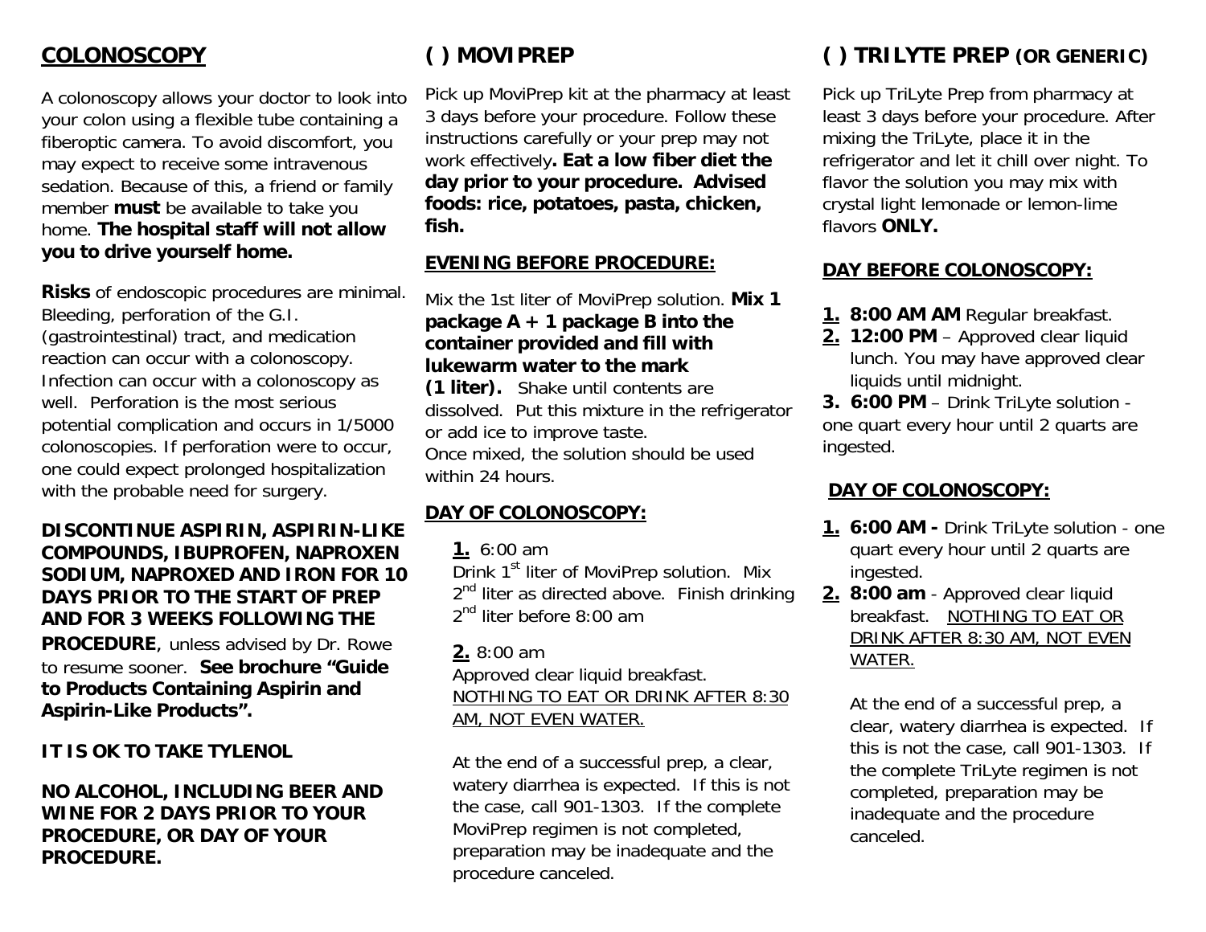## COLONOSCOPY

A colonoscopy allows your doctor to look into your colon using a flexible tube containing a fiberoptic camera. To avoid discomfort, you may expect to receive some intravenous sedation. Because of this, a friend or family member **must** be available to take you home. **The hospital staff will not allow you to drive yourself home.**

**Risks** of endoscopic procedures are minimal. Bleeding, perforation of the G.I. (gastrointestinal) tract, and medication reaction can occur with a colonoscopy. Infection can occur with a colonoscopy as well. Perforation is the most serious potential complication and occurs in 1/5000 colonoscopies. If perforation were to occur, one could expect prolonged hospitalization with the probable need for surgery.

**DISCONTINUE ASPIRIN, ASPIRIN-LIKE COMPOUNDS, IBUPROFEN, NAPROXEN SODIUM, NAPROXED AND IRON FOR 10 DAYS PRIOR TO THE START OF PREP AND FOR 3 WEEKS FOLLOWING THE PROCEDURE**, unless advised by Dr. Rowe to resume sooner. **See brochure "Guide to Products Containing Aspirin and Aspirin-Like Products".**

**IT IS OK TO TAKE TYLENOL**

**NO ALCOHOL, INCLUDING BEER AND WINE FOR 2 DAYS PRIOR TO YOUR PROCEDURE, OR DAY OF YOUR PROCEDURE.**

## ( ) MOVIPREP

Pick up MoviPrep kit at the pharmacy at least 3 days before your procedure. Follow these instructions carefully or your prep may not work effectively**. Eat a low fiber diet the day prior to your procedure. Advised foods: rice, potatoes, pasta, chicken, fish.**

### EVENING BEFORE PROCEDURE:

Mix the 1st liter of MoviPrep solution. **Mix 1 package A + 1 package B into the container provided and fill with lukewarm water to the mark (1 liter).** Shake until contents are dissolved. Put this mixture in the refrigerator or add ice to improve taste.
Once mixed, the solution should be used within 24 hours.

### DAY OF COLONOSCOPY:

**1.** 6:00 am
Drink 1st liter of MoviPrep solution. Mix 2nd liter as directed above. Finish drinking 2nd liter before 8:00 am

**2.** 8:00 am
Approved clear liquid breakfast.
<u>NOTHING TO EAT OR DRINK AFTER 8:30 AM, NOT EVEN WATER.</u>

At the end of a successful prep, a clear, watery diarrhea is expected. If this is not the case, call 901-1303. If the complete MoviPrep regimen is not completed, preparation may be inadequate and the procedure canceled.

## ( ) TRILYTE PREP (OR GENERIC)

Pick up TriLyte Prep from pharmacy at least 3 days before your procedure. After mixing the TriLyte, place it in the refrigerator and let it chill over night. To flavor the solution you may mix with crystal light lemonade or lemon-lime flavors **ONLY.**

### DAY BEFORE COLONOSCOPY:

1. **8:00 AM AM** Regular breakfast.
2. **12:00 PM** – Approved clear liquid lunch. You may have approved clear liquids until midnight.
3. **6:00 PM** – Drink TriLyte solution - one quart every hour until 2 quarts are ingested.

### DAY OF COLONOSCOPY:

1. **6:00 AM -** Drink TriLyte solution - one quart every hour until 2 quarts are ingested.
2. **8:00 am** - Approved clear liquid breakfast. <u>NOTHING TO EAT OR DRINK AFTER 8:30 AM, NOT EVEN WATER.</u>

At the end of a successful prep, a clear, watery diarrhea is expected. If this is not the case, call 901-1303. If the complete TriLyte regimen is not completed, preparation may be inadequate and the procedure canceled.